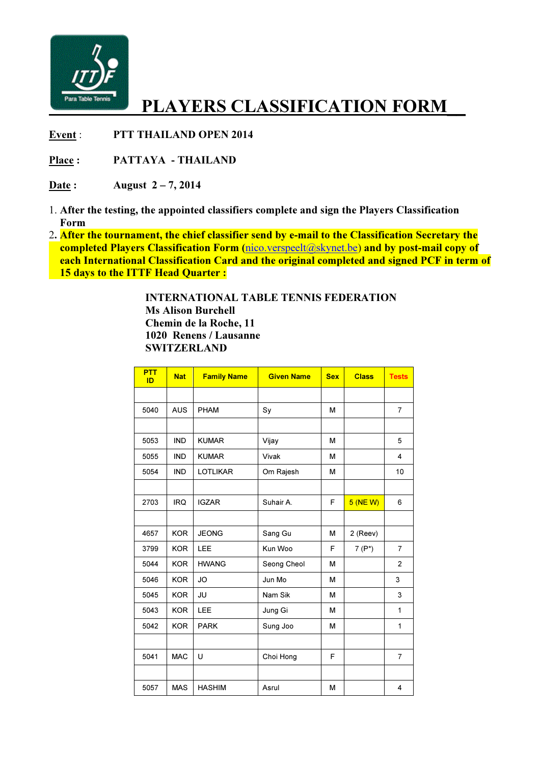# PLAYERS CLASSIFICATION FORM

**Event** : PTT THAILAND OPEN 2014

**Place** : PATTAYA - THAILAND

**Date** : August 2 – 7, 2014

1. **After the testing, the appointed classifiers complete and sign the Players Classification Form**
2. **After the tournament, the chief classifier send by e-mail to the Classification Secretary the completed Players Classification Form (nico.verspeelt@skynet.be) and by post-mail copy of each International Classification Card and the original completed and signed PCF in term of 15 days to the ITTF Head Quarter :**

**INTERNATIONAL TABLE TENNIS FEDERATION**
**Ms Alison Burchell**
**Chemin de la Roche, 11**
**1020 Renens / Lausanne**
**SWITZERLAND**

| PTT ID | Nat | Family Name | Given Name | Sex | Class | Tests |
|---|---|---|---|---|---|---|
| | | | | | | |
| 5040 | AUS | PHAM | Sy | M | | 7 |
| | | | | | | |
| 5053 | IND | KUMAR | Vijay | M | | 5 |
| 5055 | IND | KUMAR | Vivak | M | | 4 |
| 5054 | IND | LOTLIKAR | Om Rajesh | M | | 10 |
| | | | | | | |
| 2703 | IRQ | IGZAR | Suhair A. | F | 5 (NE W) | 6 |
| | | | | | | |
| 4657 | KOR | JEONG | Sang Gu | M | 2 (Reev) | |
| 3799 | KOR | LEE | Kun Woo | F | 7 (P*) | 7 |
| 5044 | KOR | HWANG | Seong Cheol | M | | 2 |
| 5046 | KOR | JO | Jun Mo | M | | 3 |
| 5045 | KOR | JU | Nam Sik | M | | 3 |
| 5043 | KOR | LEE | Jung Gi | M | | 1 |
| 5042 | KOR | PARK | Sung Joo | M | | 1 |
| | | | | | | |
| 5041 | MAC | U | Choi Hong | F | | 7 |
| | | | | | | |
| 5057 | MAS | HASHIM | Asrul | M | | 4 |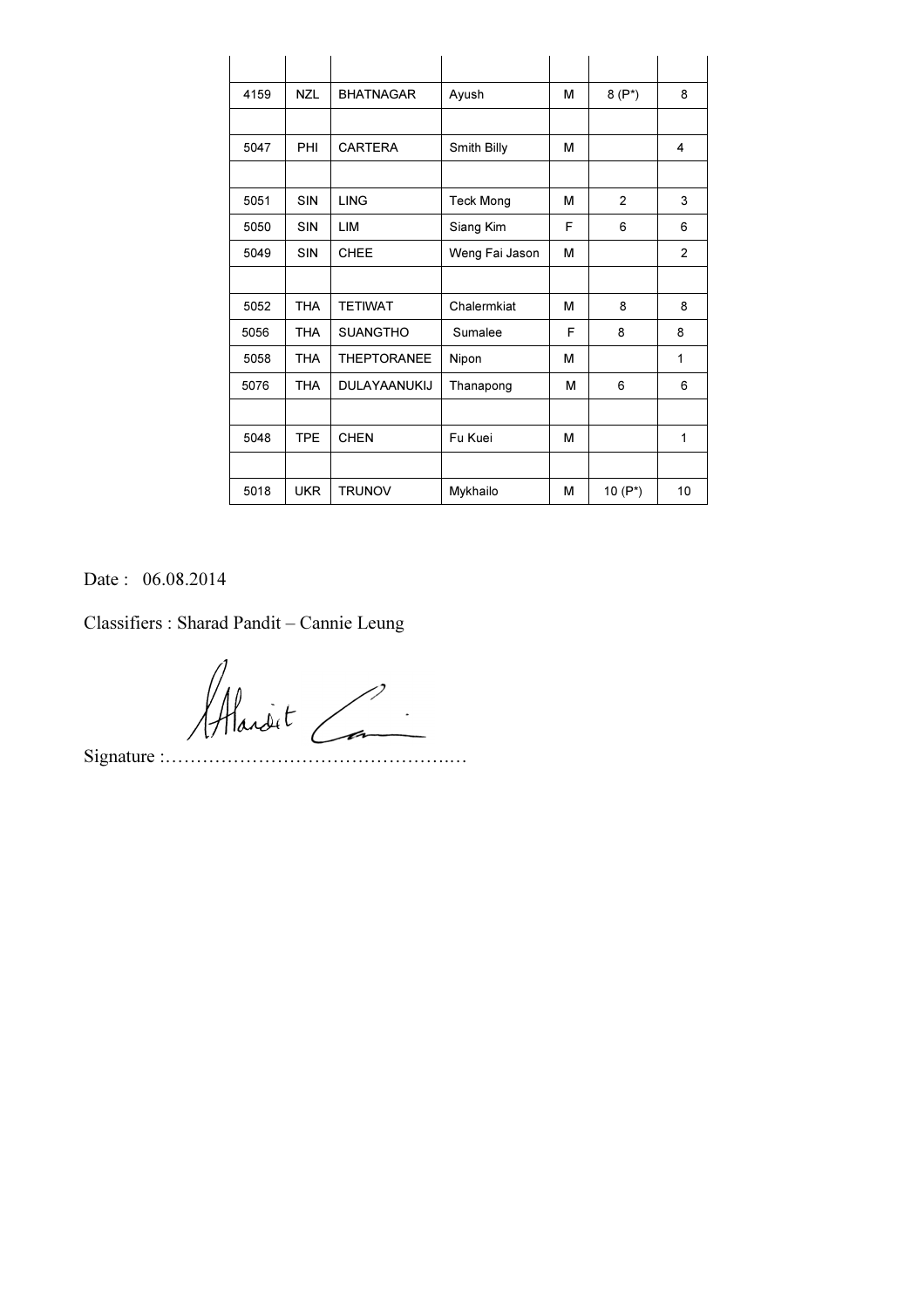| | | | | | | |
|---|---|---|---|---|---|---|
| | | | | | | |
| 4159 | NZL | BHATNAGAR | Ayush | M | 8 (P*) | 8 |
| | | | | | | |
| 5047 | PHI | CARTERA | Smith Billy | M | | 4 |
| | | | | | | |
| 5051 | SIN | LING | Teck Mong | M | 2 | 3 |
| 5050 | SIN | LIM | Siang Kim | F | 6 | 6 |
| 5049 | SIN | CHEE | Weng Fai Jason | M | | 2 |
| | | | | | | |
| 5052 | THA | TETIWAT | Chalermkiat | M | 8 | 8 |
| 5056 | THA | SUANGTHO | Sumalee | F | 8 | 8 |
| 5058 | THA | THEPTORANEE | Nipon | M | | 1 |
| 5076 | THA | DULAYAANUKIJ | Thanapong | M | 6 | 6 |
| | | | | | | |
| 5048 | TPE | CHEN | Fu Kuei | M | | 1 |
| | | | | | | |
| 5018 | UKR | TRUNOV | Mykhailo | M | 10 (P*) | 10 |

Date : 06.08.2014

Classifiers : Sharad Pandit – Cannie Leung

Signature :…………………………………….…